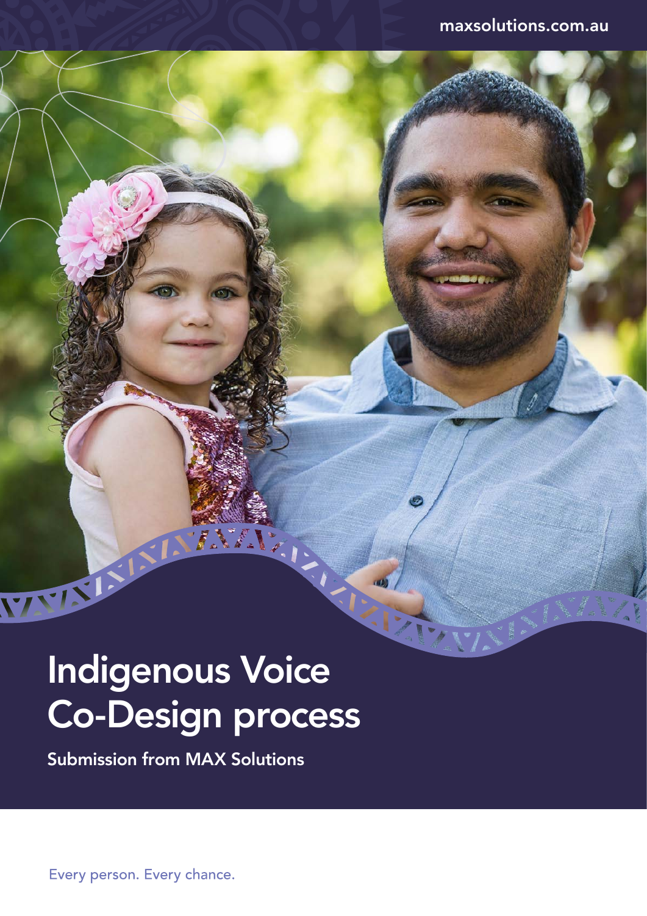maxsolutions.com.au

# Indigenous Voice Co-Design process

**Submission from MAX Solutions**

Every person. Every chance.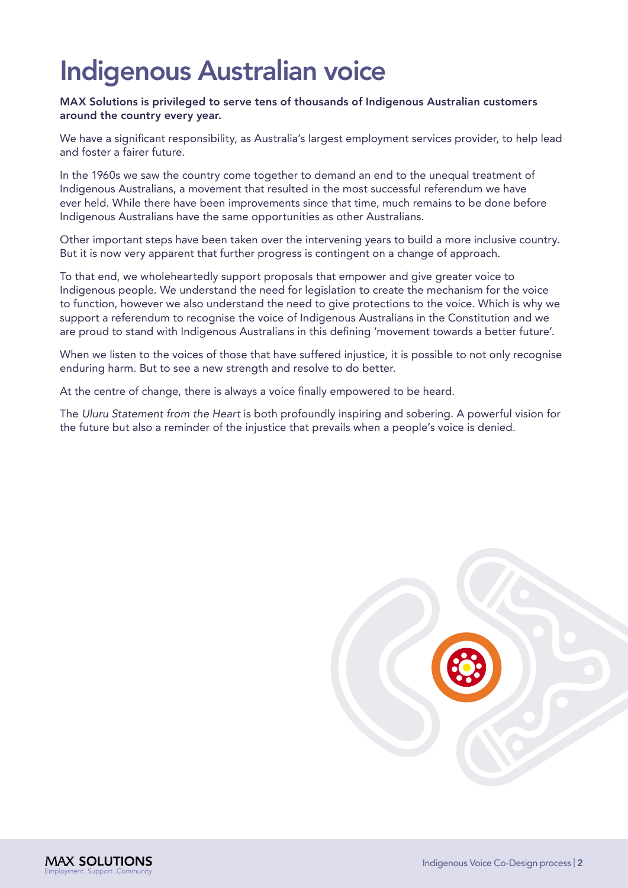# Indigenous Australian voice

**MAX Solutions is privileged to serve tens of thousands of Indigenous Australian customers around the country every year.**

We have a significant responsibility, as Australia's largest employment services provider, to help lead and foster a fairer future.

In the 1960s we saw the country come together to demand an end to the unequal treatment of Indigenous Australians, a movement that resulted in the most successful referendum we have ever held. While there have been improvements since that time, much remains to be done before Indigenous Australians have the same opportunities as other Australians.

Other important steps have been taken over the intervening years to build a more inclusive country. But it is now very apparent that further progress is contingent on a change of approach.

To that end, we wholeheartedly support proposals that empower and give greater voice to Indigenous people. We understand the need for legislation to create the mechanism for the voice to function, however we also understand the need to give protections to the voice. Which is why we support a referendum to recognise the voice of Indigenous Australians in the Constitution and we are proud to stand with Indigenous Australians in this defining 'movement towards a better future'.

When we listen to the voices of those that have suffered injustice, it is possible to not only recognise enduring harm. But to see a new strength and resolve to do better.

At the centre of change, there is always a voice finally empowered to be heard.

The *Uluru Statement from the Heart* is both profoundly inspiring and sobering. A powerful vision for the future but also a reminder of the injustice that prevails when a people's voice is denied.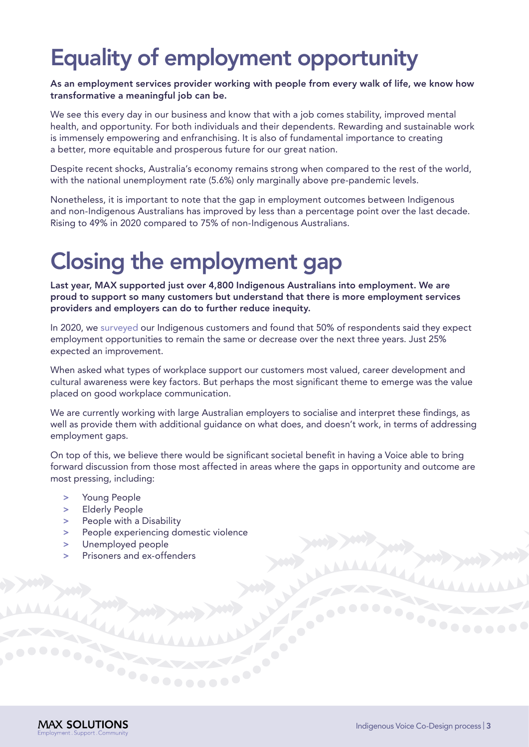# Equality of employment opportunity

**As an employment services provider working with people from every walk of life, we know how transformative a meaningful job can be.**

We see this every day in our business and know that with a job comes stability, improved mental health, and opportunity. For both individuals and their dependents. Rewarding and sustainable work is immensely empowering and enfranchising. It is also of fundamental importance to creating a better, more equitable and prosperous future for our great nation.

Despite recent shocks, Australia's economy remains strong when compared to the rest of the world, with the national unemployment rate (5.6%) only marginally above pre-pandemic levels.

Nonetheless, it is important to note that the gap in employment outcomes between Indigenous and non-Indigenous Australians has improved by less than a percentage point over the last decade. Rising to 49% in 2020 compared to 75% of non-Indigenous Australians.

# Closing the employment gap

**Last year, MAX supported just over 4,800 Indigenous Australians into employment. We are proud to support so many customers but understand that there is more employment services providers and employers can do to further reduce inequity.**

In 2020, we surveyed our Indigenous customers and found that 50% of respondents said they expect employment opportunities to remain the same or decrease over the next three years. Just 25% expected an improvement.

When asked what types of workplace support our customers most valued, career development and cultural awareness were key factors. But perhaps the most significant theme to emerge was the value placed on good workplace communication.

We are currently working with large Australian employers to socialise and interpret these findings, as well as provide them with additional guidance on what does, and doesn't work, in terms of addressing employment gaps.

On top of this, we believe there would be significant societal benefit in having a Voice able to bring forward discussion from those most affected in areas where the gaps in opportunity and outcome are most pressing, including:

- Young People
- Elderly People
- People with a Disability
- People experiencing domestic violence
- Unemployed people
- Prisoners and ex-offenders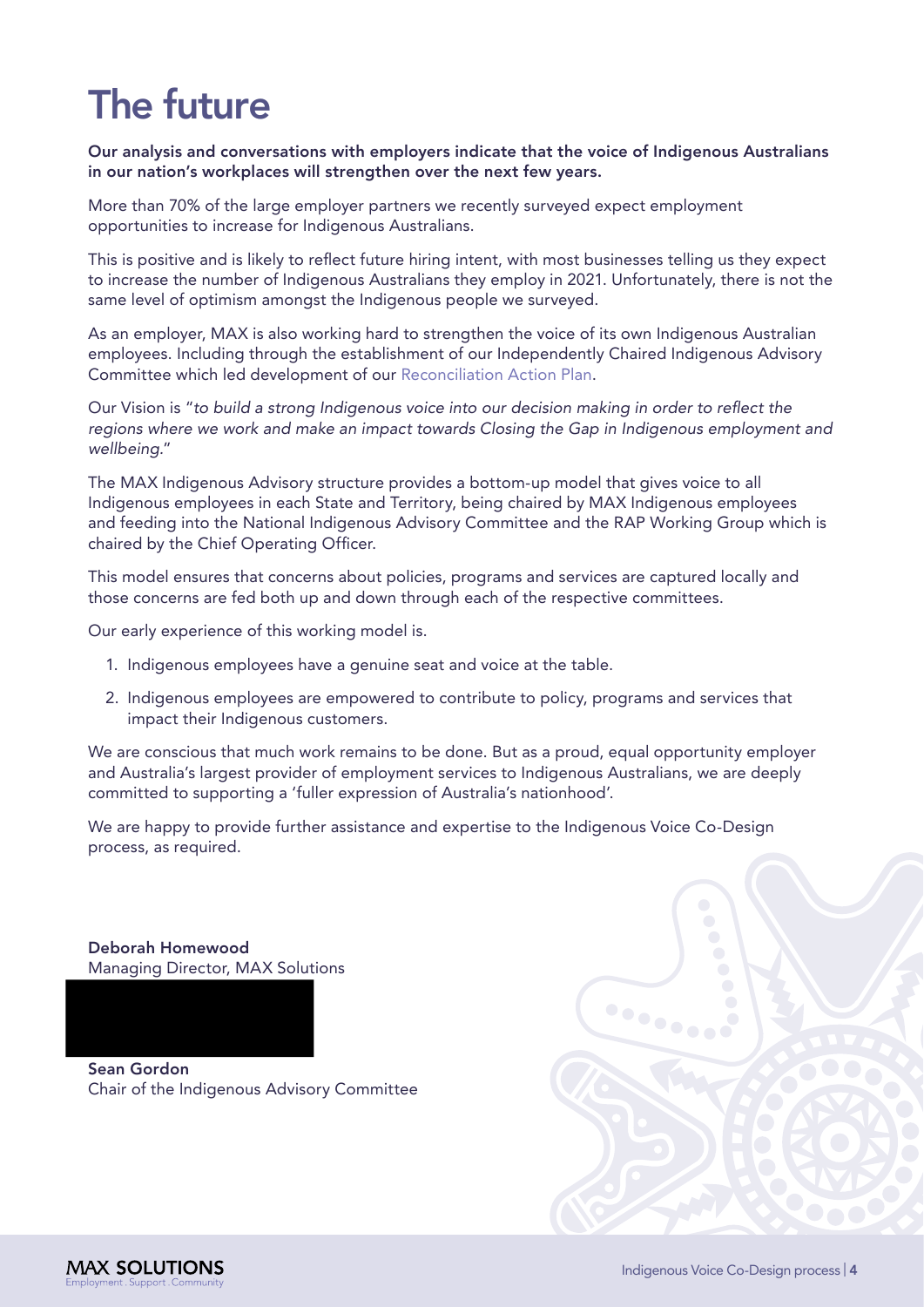# The future

**Our analysis and conversations with employers indicate that the voice of Indigenous Australians in our nation's workplaces will strengthen over the next few years.**

More than 70% of the large employer partners we recently surveyed expect employment opportunities to increase for Indigenous Australians.

This is positive and is likely to reflect future hiring intent, with most businesses telling us they expect to increase the number of Indigenous Australians they employ in 2021. Unfortunately, there is not the same level of optimism amongst the Indigenous people we surveyed.

As an employer, MAX is also working hard to strengthen the voice of its own Indigenous Australian employees. Including through the establishment of our Independently Chaired Indigenous Advisory Committee which led development of our Reconciliation Action Plan.

Our Vision is "*to build a strong Indigenous voice into our decision making in order to reflect the regions where we work and make an impact towards Closing the Gap in Indigenous employment and wellbeing.*"

The MAX Indigenous Advisory structure provides a bottom-up model that gives voice to all Indigenous employees in each State and Territory, being chaired by MAX Indigenous employees and feeding into the National Indigenous Advisory Committee and the RAP Working Group which is chaired by the Chief Operating Officer.

This model ensures that concerns about policies, programs and services are captured locally and those concerns are fed both up and down through each of the respective committees.

Our early experience of this working model is.

1. Indigenous employees have a genuine seat and voice at the table.
2. Indigenous employees are empowered to contribute to policy, programs and services that impact their Indigenous customers.

We are conscious that much work remains to be done. But as a proud, equal opportunity employer and Australia's largest provider of employment services to Indigenous Australians, we are deeply committed to supporting a 'fuller expression of Australia's nationhood'.

We are happy to provide further assistance and expertise to the Indigenous Voice Co-Design process, as required.

**Deborah Homewood**
Managing Director, MAX Solutions

**Sean Gordon**
Chair of the Indigenous Advisory Committee